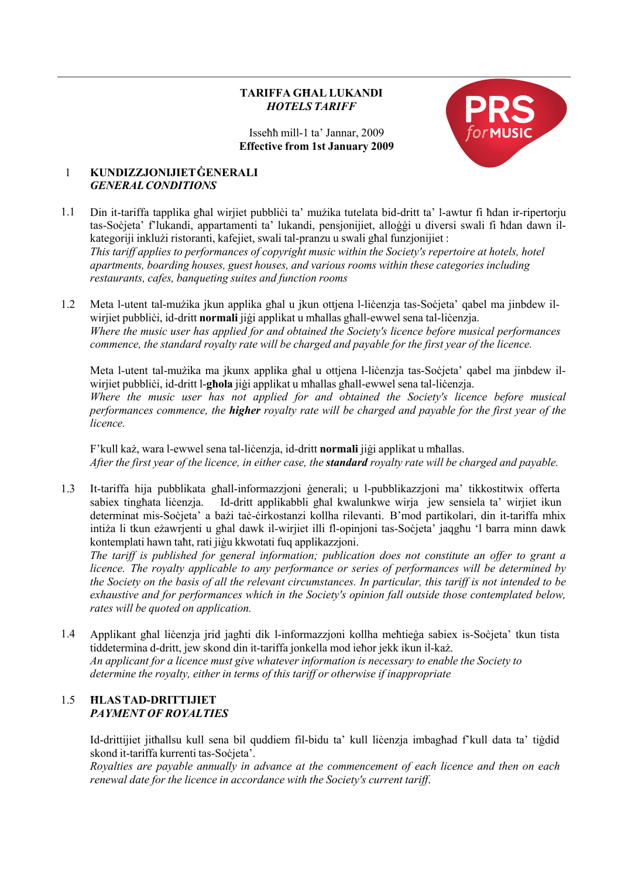**TARIFFA GĦAL LUKANDI**
***HOTELS TARIFF***

Isseħħ mill-1 ta' Jannar, 2009
**Effective from 1st January 2009**

## 1 KUNDIZZJONIJIET ĠENERALI
## *GENERAL CONDITIONS*

1.1 Din it-tariffa tapplika għal wirjiet pubbliċi ta' mużika tutelata bid-dritt ta' l-awtur fi ħdan ir-ripertorju tas-Soċjeta' f'lukandi, appartamenti ta' lukandi, pensjonijiet, alloġġi u diversi swali fi ħdan dawn il-kategoriji inklużi ristoranti, kafejiet, swali tal-pranzu u swali għal funzjonijiet :
*This tariff applies to performances of copyright music within the Society's repertoire at hotels, hotel apartments, boarding houses, guest houses, and various rooms within these categories including restaurants, cafes, banqueting suites and function rooms*

1.2 Meta l-utent tal-mużika jkun applika għal u jkun ottjena l-liċenzja tas-Soċjeta' qabel ma jinbdew il-wirjiet pubbliċi, id-dritt **normali** jiġi applikat u mħallas għall-ewwel sena tal-liċenzja.
*Where the music user has applied for and obtained the Society's licence before musical performances commence, the standard royalty rate will be charged and payable for the first year of the licence.*

Meta l-utent tal-mużika ma jkunx applika għal u ottjena l-liċenzja tas-Soċjeta' qabel ma jinbdew il-wirjiet pubbliċi, id-dritt l-**għola** jiġi applikat u mħallas għall-ewwel sena tal-liċenzja.
*Where the music user has not applied for and obtained the Society's licence before musical performances commence, the* ***higher*** *royalty rate will be charged and payable for the first year of the licence.*

F'kull każ, wara l-ewwel sena tal-liċenzja, id-dritt **normali** jiġi applikat u mħallas.
*After the first year of the licence, in either case, the* ***standard*** *royalty rate will be charged and payable.*

1.3 It-tariffa hija pubblikata għall-informazzjoni ġenerali; u l-pubblikazzjoni ma' tikkostitwix offerta sabiex tingħata liċenzja. Id-dritt applikabbli għal kwalunkwe wirja jew sensiela ta' wirjiet ikun determinat mis-Soċjeta' a bażi taċ-ċirkostanzi kollha rilevanti. B'mod partikolari, din it-tariffa mhix intiża li tkun eżawrjenti u għal dawk il-wirjiet illi fl-opinjoni tas-Soċjeta' jaqgħu 'l barra minn dawk kontemplati hawn taħt, rati jiġu kkwotati fuq applikazzjoni.
*The tariff is published for general information; publication does not constitute an offer to grant a licence. The royalty applicable to any performance or series of performances will be determined by the Society on the basis of all the relevant circumstances. In particular, this tariff is not intended to be exhaustive and for performances which in the Society's opinion fall outside those contemplated below, rates will be quoted on application.*

1.4 Applikant għal liċenzja jrid jagħti dik l-informazzjoni kollha meħtieġa sabiex is-Soċjeta' tkun tista tiddetermina d-dritt, jew skond din it-tariffa jonkella mod ieħor jekk ikun il-każ.
*An applicant for a licence must give whatever information is necessary to enable the Society to determine the royalty, either in terms of this tariff or otherwise if inappropriate*

### 1.5 ĦLAS TAD-DRITTIJIET
### *PAYMENT OF ROYALTIES*

Id-drittijiet jitħallsu kull sena bil quddiem fil-bidu ta' kull liċenzja imbagħad f'kull data ta' tiġdid skond it-tariffa kurrenti tas-Soċjeta'.
*Royalties are payable annually in advance at the commencement of each licence and then on each renewal date for the licence in accordance with the Society's current tariff.*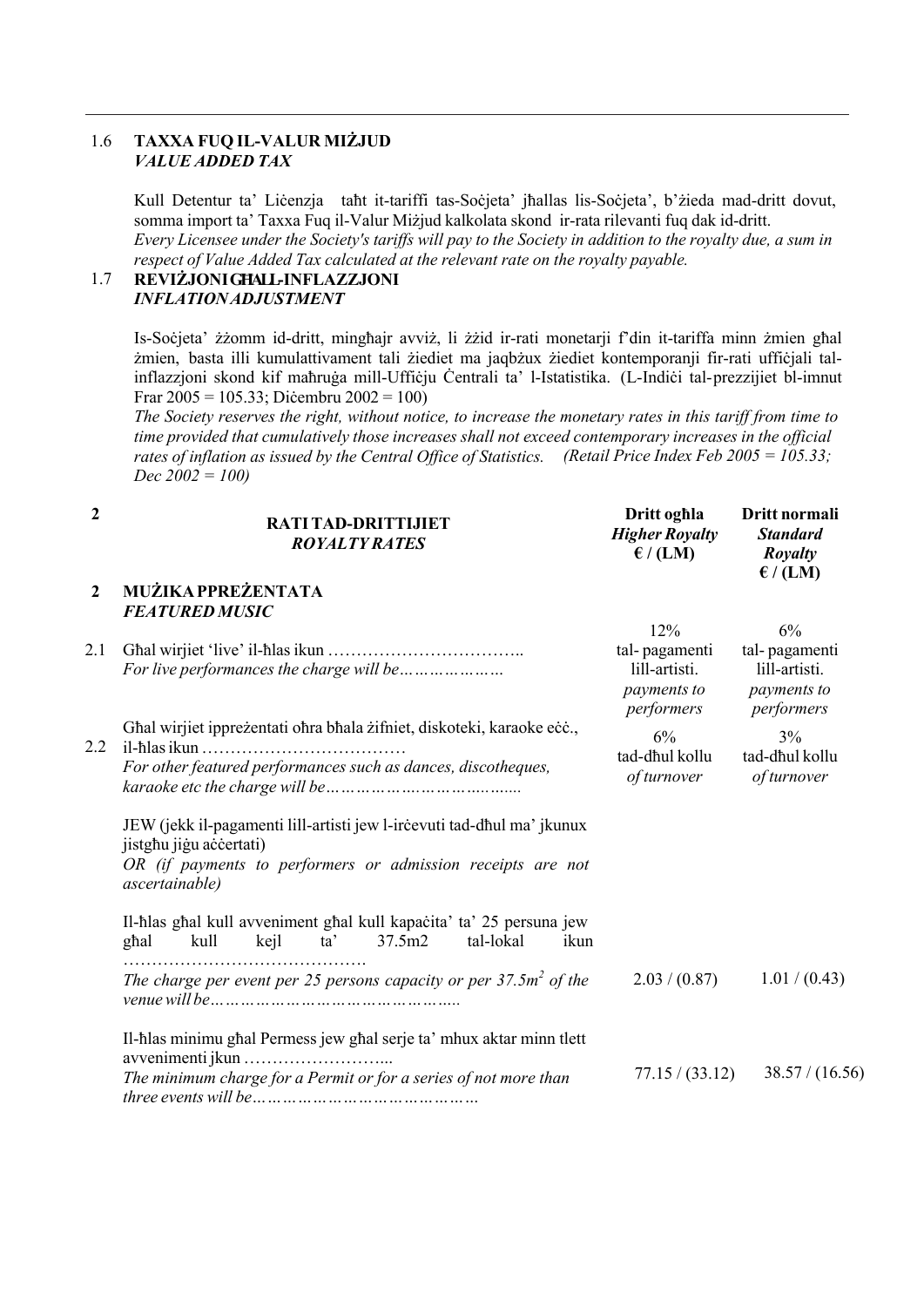### 1.6 TAXXA FUQ IL-VALUR MIŻJUD
*VALUE ADDED TAX*

Kull Detentur ta' Liċenzja taħt it-tariffi tas-Soċjeta' jħallas lis-Soċjeta', b'żieda mad-dritt dovut, somma import ta' Taxxa Fuq il-Valur Miżjud kalkolata skond ir-rata rilevanti fuq dak id-dritt.
*Every Licensee under the Society's tariffs will pay to the Society in addition to the royalty due, a sum in respect of Value Added Tax calculated at the relevant rate on the royalty payable.*

### 1.7 REVIŻJONI GĦALL-INFLAZZJONI
*INFLATION ADJUSTMENT*

Is-Soċjeta' żżomm id-dritt, mingħajr avviż, li żżid ir-rati monetarji f'din it-tariffa minn żmien għal żmien, basta illi kumulattivament tali żiediet ma jaqbżux żiediet kontemporanji fir-rati uffiċjali tal-inflazzjoni skond kif maħruġa mill-Uffiċju Ċentrali ta' l-Istatistika. (L-Indiċi tal-prezzijiet bl-imnut Frar 2005 = 105.33; Diċembru 2002 = 100)
*The Society reserves the right, without notice, to increase the monetary rates in this tariff from time to time provided that cumulatively those increases shall not exceed contemporary increases in the official rates of inflation as issued by the Central Office of Statistics. (Retail Price Index Feb 2005 = 105.33; Dec 2002 = 100)*

| 2 | **RATI TAD-DRITTIJIET** *ROYALTY RATES* | **Dritt ogħla** ***Higher Royalty*** **€ / (LM)** | **Dritt normali** ***Standard Royalty*** **€ / (LM)** |
|---|---|---|---|
| **2** | **MUŻIKA PPREŻENTATA** ***FEATURED MUSIC*** | | |
| 2.1 | Għal wirjiet 'live' il-ħlas ikun …………………………….. *For live performances the charge will be…………………* | 12% tal- pagamenti lill-artisti. *payments to performers* | 6% tal- pagamenti lill-artisti. *payments to performers* |
| 2.2 | Għal wirjiet ippreżentati oħra bħala żifniet, diskoteki, karaoke eċċ., il-ħlas ikun ……………………………… *For other featured performances such as dances, discotheques, karaoke etc the charge will be………………………………* | 6% tad-dħul kollu *of turnover* | 3% tad-dħul kollu *of turnover* |
| | JEW (jekk il-pagamenti lill-artisti jew l-irċevuti tad-dħul ma' jkunux jistgħu jiġu aċċertati) *OR (if payments to performers or admission receipts are not ascertainable)* | | |
| | Il-ħlas għal kull avveniment għal kull kapaċita' ta' 25 persuna jew għal kull kejl ta' 37.5m2 tal-lokal ikun ……………………………………. *The charge per event per 25 persons capacity or per 37.5m² of the venue will be…………………………………………* | 2.03 / (0.87) | 1.01 / (0.43) |
| | Il-ħlas minimu għal Permess jew għal serje ta' mhux aktar minn tlett avvenimenti jkun ……………………... *The minimum charge for a Permit or for a series of not more than three events will be……………………………………* | 77.15 / (33.12) | 38.57 / (16.56) |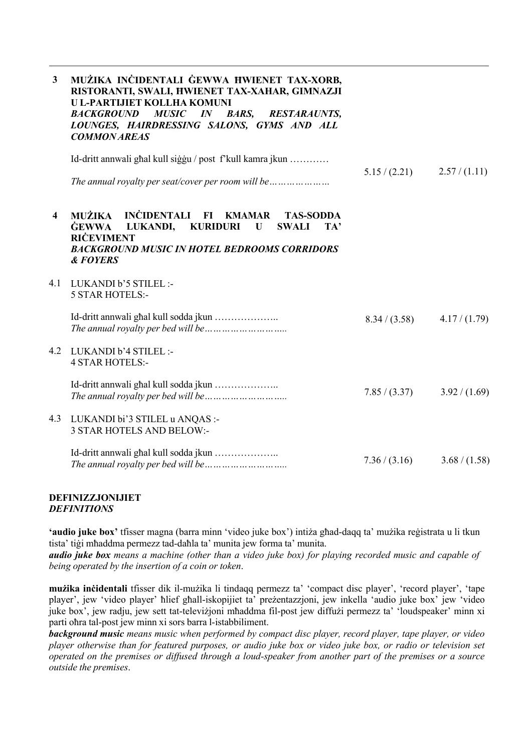| | | | |
|---|---|---|---|
| **3** | **MUŻIKA INĊIDENTALI ĠEWWA ĦWIENET TAX-XORB, RISTORANTI, SWALI, ĦWIENET TAX-XAHAR, GIMNAZJI U L-PARTIJIET KOLLHA KOMUNI**<br>***BACKGROUND MUSIC IN BARS, RESTARAUNTS, LOUNGES, HAIRDRESSING SALONS, GYMS AND ALL COMMON AREAS*** | | |
| | Id-dritt annwali għal kull siġġu / post f'kull kamra jkun …………<br>*The annual royalty per seat/cover per room will be…………………* | 5.15 / (2.21) | 2.57 / (1.11) |
| **4** | **MUŻIKA INĊIDENTALI FI KMAMAR TAS-SODDA ĠEWWA LUKANDI, KURIDURI U SWALI TA' RIĊEVIMENT**<br>***BACKGROUND MUSIC IN HOTEL BEDROOMS CORRIDORS & FOYERS*** | | |
| 4.1 | LUKANDI b'5 STILEL :-<br>5 STAR HOTELS:- | | |
| | Id-dritt annwali għal kull sodda jkun ………………..<br>*The annual royalty per bed will be……………………..* | 8.34 / (3.58) | 4.17 / (1.79) |
| 4.2 | LUKANDI b'4 STILEL :-<br>4 STAR HOTELS:- | | |
| | Id-dritt annwali għal kull sodda jkun ………………..<br>*The annual royalty per bed will be……………………..* | 7.85 / (3.37) | 3.92 / (1.69) |
| 4.3 | LUKANDI bi'3 STILEL u ANQAS :-<br>3 STAR HOTELS AND BELOW:- | | |
| | Id-dritt annwali għal kull sodda jkun ………………..<br>*The annual royalty per bed will be……………………..* | 7.36 / (3.16) | 3.68 / (1.58) |

**DEFINIZZJONIJIET**
***DEFINITIONS***

**'audio juke box'** tfisser magna (barra minn 'video juke box') intiża għad-daqq ta' mużika reġistrata u li tkun tista' tiġi mħaddma permezz tad-daħla ta' munita jew forma ta' munita.
***audio juke box*** *means a machine (other than a video juke box) for playing recorded music and capable of being operated by the insertion of a coin or token*.

**mużika inċidentali** tfisser dik il-mużika li tindaqq permezz ta' 'compact disc player', 'record player', 'tape player', jew 'video player' ħlief għall-iskopijiet ta' preżentazzjoni, jew inkella 'audio juke box' jew 'video juke box', jew radju, jew sett tat-televiżjoni mħaddma fil-post jew diffużi permezz ta' 'loudspeaker' minn xi parti oħra tal-post jew minn xi sors barra l-istabbiliment.
***background music*** *means music when performed by compact disc player, record player, tape player, or video player otherwise than for featured purposes, or audio juke box or video juke box, or radio or television set operated on the premises or diffused through a loud-speaker from another part of the premises or a source outside the premises*.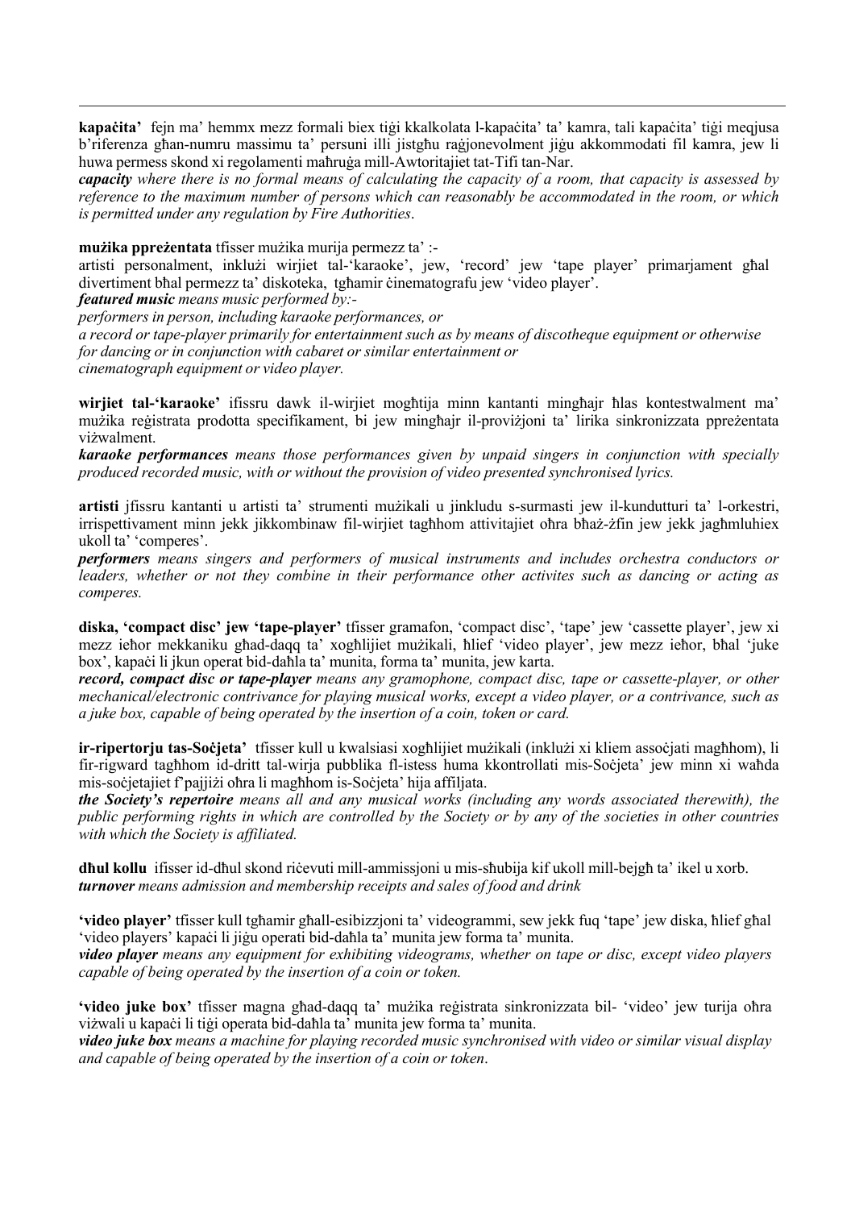**kapaċita'** fejn ma' hemmx mezz formali biex tiġi kkalkolata l-kapaċita' ta' kamra, tali kapaċita' tiġi meqjusa b'riferenza għan-numru massimu ta' persuni illi jistgħu raġjonevolment jiġu akkommodati fil kamra, jew li huwa permess skond xi regolamenti maħruġa mill-Awtoritajiet tat-Tifi tan-Nar.
***capacity*** *where there is no formal means of calculating the capacity of a room, that capacity is assessed by reference to the maximum number of persons which can reasonably be accommodated in the room, or which is permitted under any regulation by Fire Authorities*.

**mużika ppreżentata** tfisser mużika murija permezz ta' :-
artisti personalment, inklużi wirjiet tal-'karaoke', jew, 'record' jew 'tape player' primarjament għal divertiment bħal permezz ta' diskoteka, tgħamir ċinematografu jew 'video player'.
***featured music*** *means music performed by:-*
*performers in person, including karaoke performances, or*
*a record or tape-player primarily for entertainment such as by means of discotheque equipment or otherwise for dancing or in conjunction with cabaret or similar entertainment or*
*cinematograph equipment or video player.*

**wirjiet tal-'karaoke'** ifissru dawk il-wirjiet mogħtija minn kantanti mingħajr ħlas kontestwalment ma' mużika reġistrata prodotta specifikament, bi jew mingħajr il-proviżjoni ta' lirika sinkronizzata ppreżentata viżwalment.
***karaoke performances*** *means those performances given by unpaid singers in conjunction with specially produced recorded music, with or without the provision of video presented synchronised lyrics.*

**artisti** jfissru kantanti u artisti ta' strumenti mużikali u jinkludu s-surmasti jew il-kundutturi ta' l-orkestri, irrispettivament minn jekk jikkombinaw fil-wirjiet tagħhom attivitajiet oħra bħaż-żfin jew jekk jagħmluhiex ukoll ta' 'comperes'.
***performers*** *means singers and performers of musical instruments and includes orchestra conductors or leaders, whether or not they combine in their performance other activites such as dancing or acting as comperes.*

**diska, 'compact disc' jew 'tape-player'** tfisser gramafon, 'compact disc', 'tape' jew 'cassette player', jew xi mezz ieħor mekkaniku għad-daqq ta' xogħlijiet mużikali, ħlief 'video player', jew mezz ieħor, bħal 'juke box', kapaċi li jkun operat bid-daħla ta' munita, forma ta' munita, jew karta.
***record, compact disc or tape-player*** *means any gramophone, compact disc, tape or cassette-player, or other mechanical/electronic contrivance for playing musical works, except a video player, or a contrivance, such as a juke box, capable of being operated by the insertion of a coin, token or card.*

**ir-ripertorju tas-Soċjeta'** tfisser kull u kwalsiasi xogħlijiet mużikali (inklużi xi kliem assoċjati magħhom), li fir-rigward tagħhom id-dritt tal-wirja pubblika fl-istess huma kkontrollati mis-Soċjeta' jew minn xi waħda mis-soċjetajiet f'pajjiżi oħra li magħhom is-Soċjeta' hija affiljata.
***the Society's repertoire*** *means all and any musical works (including any words associated therewith), the public performing rights in which are controlled by the Society or by any of the societies in other countries with which the Society is affiliated.*

**dħul kollu** ifisser id-dħul skond riċevuti mill-ammissjoni u mis-sħubija kif ukoll mill-bejgħ ta' ikel u xorb.
***turnover*** *means admission and membership receipts and sales of food and drink*

**'video player'** tfisser kull tgħamir għall-esibizzjoni ta' videogrammi, sew jekk fuq 'tape' jew diska, ħlief għal 'video players' kapaċi li jiġu operati bid-daħla ta' munita jew forma ta' munita.
***video player*** *means any equipment for exhibiting videograms, whether on tape or disc, except video players capable of being operated by the insertion of a coin or token.*

**'video juke box'** tfisser magna għad-daqq ta' mużika reġistrata sinkronizzata bil- 'video' jew turija oħra viżwali u kapaċi li tiġi operata bid-daħla ta' munita jew forma ta' munita.
***video juke box*** *means a machine for playing recorded music synchronised with video or similar visual display and capable of being operated by the insertion of a coin or token*.